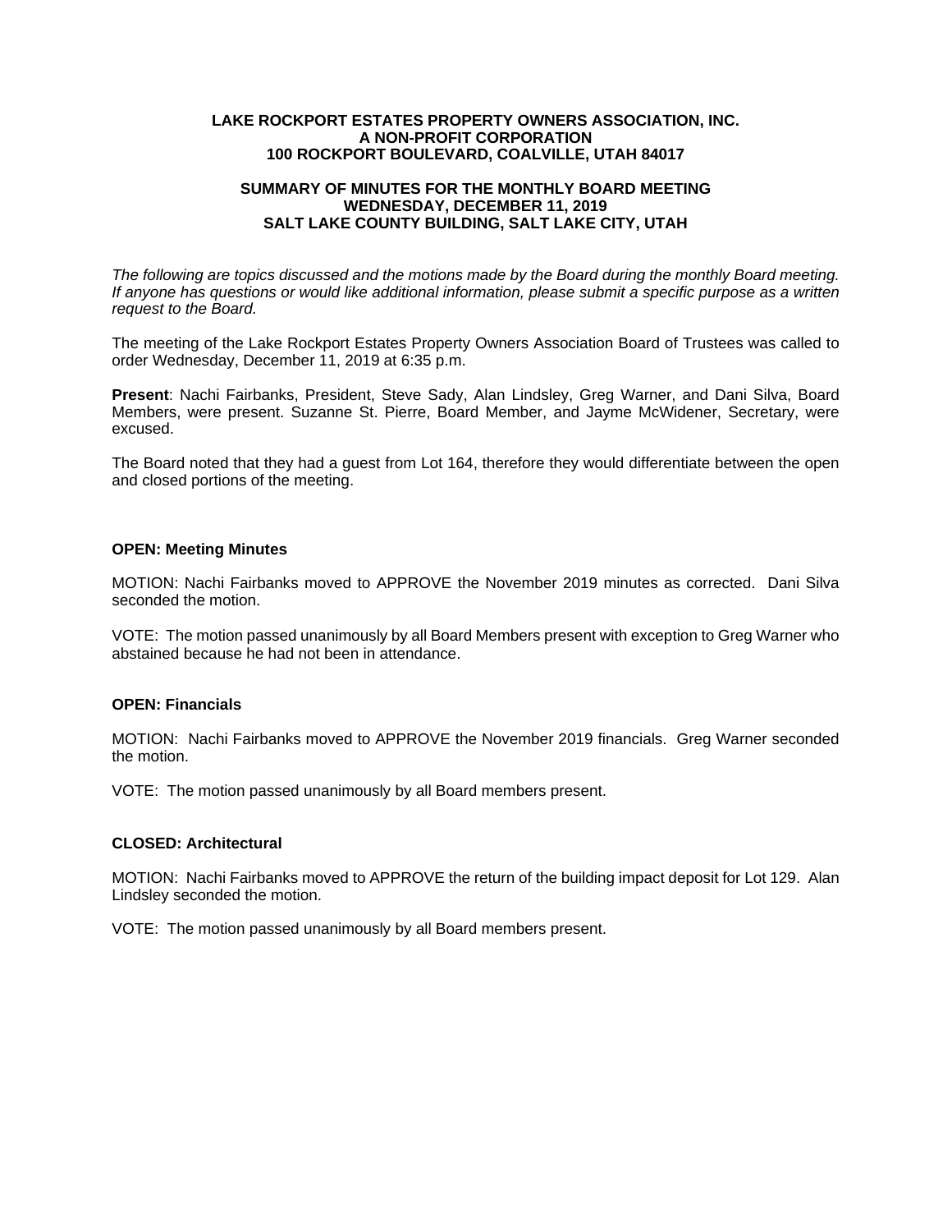**LAKE ROCKPORT ESTATES PROPERTY OWNERS ASSOCIATION, INC.**
**A NON-PROFIT CORPORATION**
**100 ROCKPORT BOULEVARD, COALVILLE, UTAH 84017**

**SUMMARY OF MINUTES FOR THE MONTHLY BOARD MEETING**
**WEDNESDAY, DECEMBER 11, 2019**
**SALT LAKE COUNTY BUILDING, SALT LAKE CITY, UTAH**

*The following are topics discussed and the motions made by the Board during the monthly Board meeting. If anyone has questions or would like additional information, please submit a specific purpose as a written request to the Board.*

The meeting of the Lake Rockport Estates Property Owners Association Board of Trustees was called to order Wednesday, December 11, 2019 at 6:35 p.m.

**Present**: Nachi Fairbanks, President, Steve Sady, Alan Lindsley, Greg Warner, and Dani Silva, Board Members, were present. Suzanne St. Pierre, Board Member, and Jayme McWidener, Secretary, were excused.

The Board noted that they had a guest from Lot 164, therefore they would differentiate between the open and closed portions of the meeting.

**OPEN: Meeting Minutes**

MOTION: Nachi Fairbanks moved to APPROVE the November 2019 minutes as corrected. Dani Silva seconded the motion.

VOTE: The motion passed unanimously by all Board Members present with exception to Greg Warner who abstained because he had not been in attendance.

**OPEN: Financials**

MOTION: Nachi Fairbanks moved to APPROVE the November 2019 financials. Greg Warner seconded the motion.

VOTE: The motion passed unanimously by all Board members present.

**CLOSED: Architectural**

MOTION: Nachi Fairbanks moved to APPROVE the return of the building impact deposit for Lot 129. Alan Lindsley seconded the motion.

VOTE: The motion passed unanimously by all Board members present.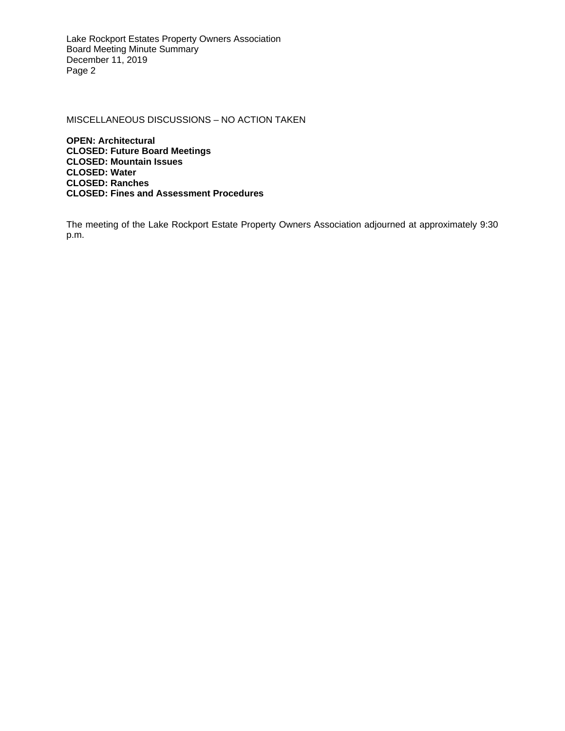MISCELLANEOUS DISCUSSIONS – NO ACTION TAKEN

**OPEN: Architectural**
**CLOSED: Future Board Meetings**
**CLOSED: Mountain Issues**
**CLOSED: Water**
**CLOSED: Ranches**
**CLOSED: Fines and Assessment Procedures**

The meeting of the Lake Rockport Estate Property Owners Association adjourned at approximately 9:30 p.m.